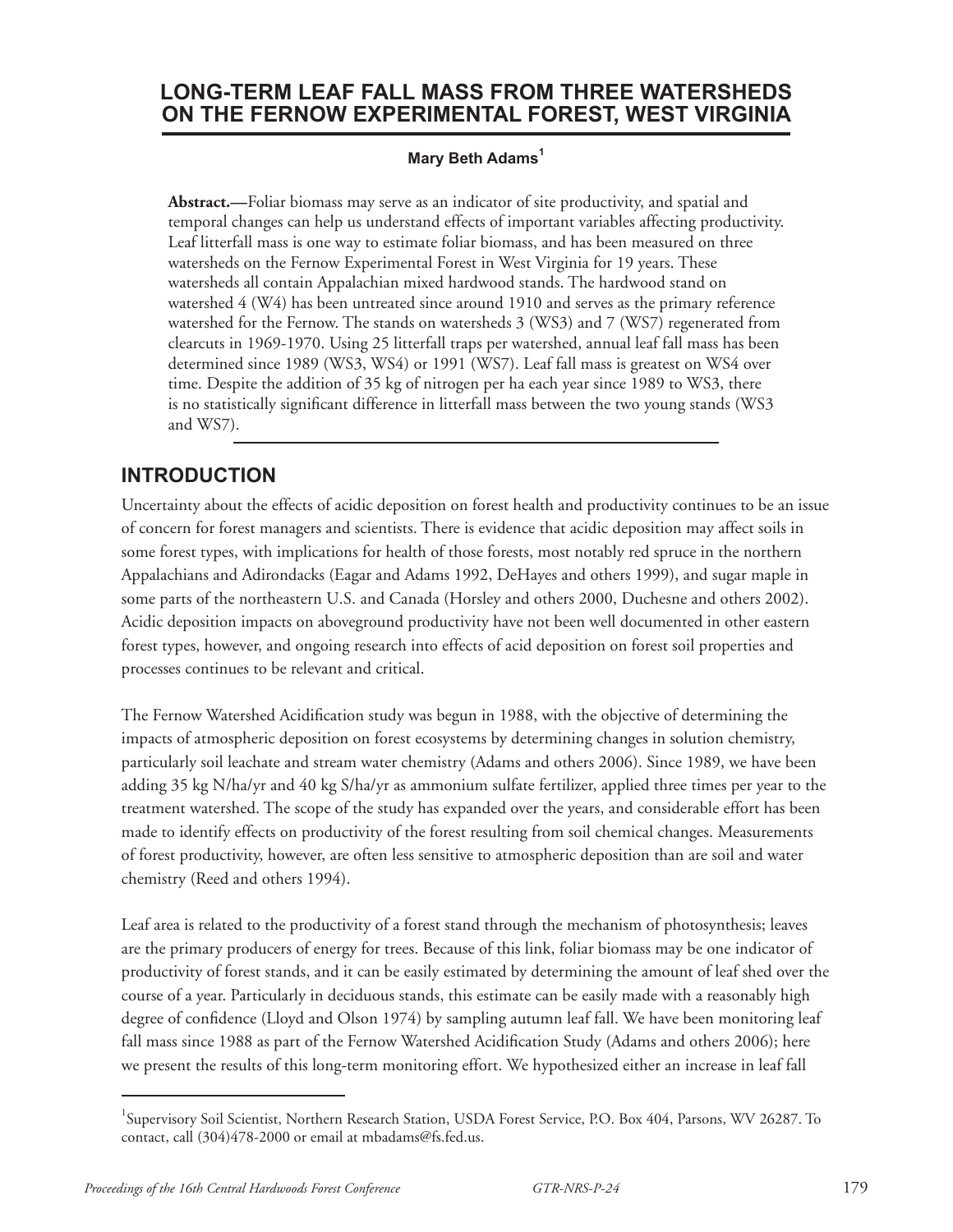# LONG-TERM LEAF FALL MASS FROM THREE WATERSHEDS ON THE FERNOW EXPERIMENTAL FOREST, WEST VIRGINIA

**Mary Beth Adams[1]**

**Abstract.—**Foliar biomass may serve as an indicator of site productivity, and spatial and temporal changes can help us understand effects of important variables affecting productivity. Leaf litterfall mass is one way to estimate foliar biomass, and has been measured on three watersheds on the Fernow Experimental Forest in West Virginia for 19 years. These watersheds all contain Appalachian mixed hardwood stands. The hardwood stand on watershed 4 (W4) has been untreated since around 1910 and serves as the primary reference watershed for the Fernow. The stands on watersheds 3 (WS3) and 7 (WS7) regenerated from clearcuts in 1969-1970. Using 25 litterfall traps per watershed, annual leaf fall mass has been determined since 1989 (WS3, WS4) or 1991 (WS7). Leaf fall mass is greatest on WS4 over time. Despite the addition of 35 kg of nitrogen per ha each year since 1989 to WS3, there is no statistically significant difference in litterfall mass between the two young stands (WS3 and WS7).

## INTRODUCTION

Uncertainty about the effects of acidic deposition on forest health and productivity continues to be an issue of concern for forest managers and scientists. There is evidence that acidic deposition may affect soils in some forest types, with implications for health of those forests, most notably red spruce in the northern Appalachians and Adirondacks (Eagar and Adams 1992, DeHayes and others 1999), and sugar maple in some parts of the northeastern U.S. and Canada (Horsley and others 2000, Duchesne and others 2002). Acidic deposition impacts on aboveground productivity have not been well documented in other eastern forest types, however, and ongoing research into effects of acid deposition on forest soil properties and processes continues to be relevant and critical.

The Fernow Watershed Acidification study was begun in 1988, with the objective of determining the impacts of atmospheric deposition on forest ecosystems by determining changes in solution chemistry, particularly soil leachate and stream water chemistry (Adams and others 2006). Since 1989, we have been adding 35 kg N/ha/yr and 40 kg S/ha/yr as ammonium sulfate fertilizer, applied three times per year to the treatment watershed. The scope of the study has expanded over the years, and considerable effort has been made to identify effects on productivity of the forest resulting from soil chemical changes. Measurements of forest productivity, however, are often less sensitive to atmospheric deposition than are soil and water chemistry (Reed and others 1994).

Leaf area is related to the productivity of a forest stand through the mechanism of photosynthesis; leaves are the primary producers of energy for trees. Because of this link, foliar biomass may be one indicator of productivity of forest stands, and it can be easily estimated by determining the amount of leaf shed over the course of a year. Particularly in deciduous stands, this estimate can be easily made with a reasonably high degree of confidence (Lloyd and Olson 1974) by sampling autumn leaf fall. We have been monitoring leaf fall mass since 1988 as part of the Fernow Watershed Acidification Study (Adams and others 2006); here we present the results of this long-term monitoring effort. We hypothesized either an increase in leaf fall

---

[1]Supervisory Soil Scientist, Northern Research Station, USDA Forest Service, P.O. Box 404, Parsons, WV 26287. To contact, call (304)478-2000 or email at mbadams@fs.fed.us.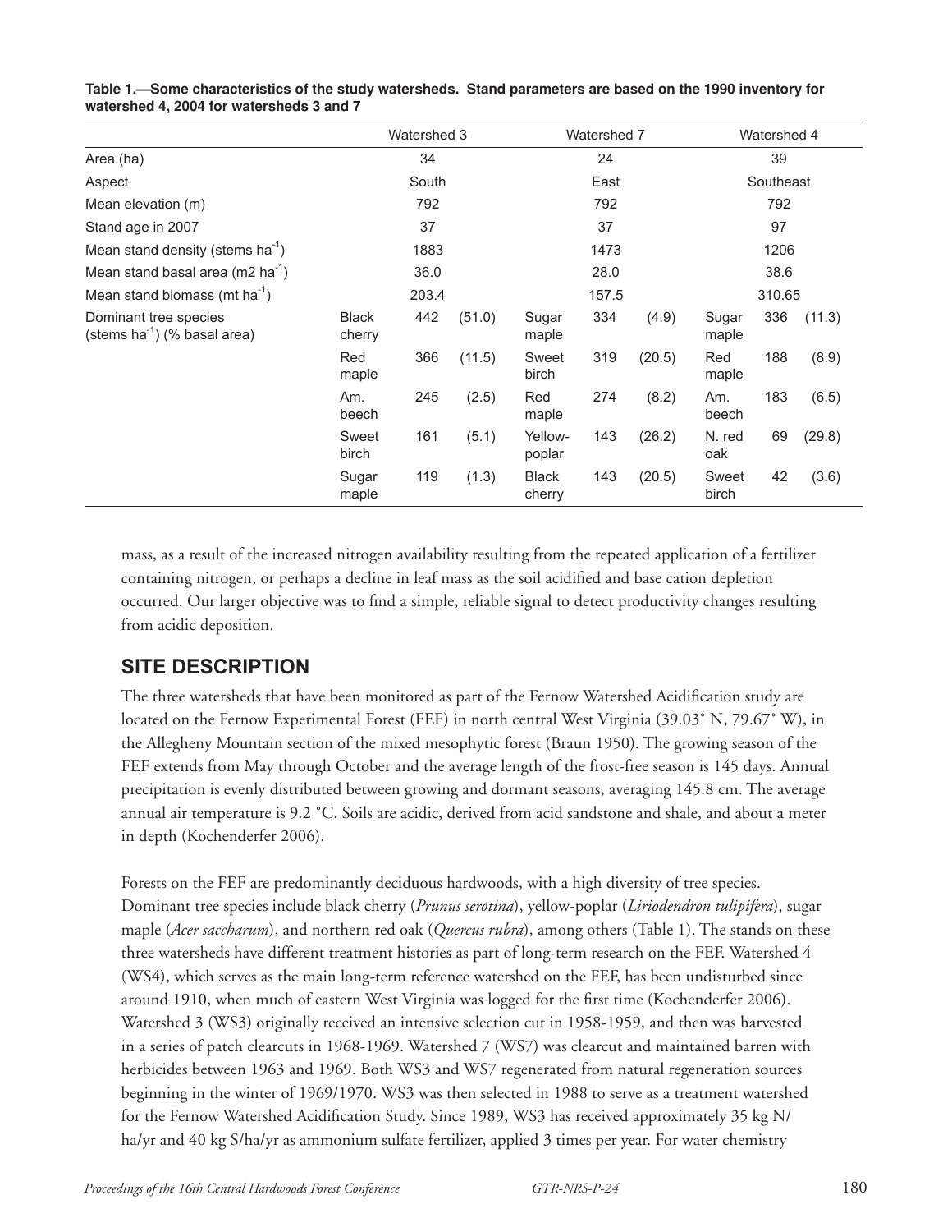**Table 1.—Some characteristics of the study watersheds. Stand parameters are based on the 1990 inventory for watershed 4, 2004 for watersheds 3 and 7**

| | Watershed 3 | | | Watershed 7 | | | Watershed 4 | | |
|---|---|---|---|---|---|---|---|---|---|
| Area (ha) | | 34 | | | 24 | | | 39 | |
| Aspect | | South | | | East | | | Southeast | |
| Mean elevation (m) | | 792 | | | 792 | | | 792 | |
| Stand age in 2007 | | 37 | | | 37 | | | 97 | |
| Mean stand density (stems ha$^{-1}$) | | 1883 | | | 1473 | | | 1206 | |
| Mean stand basal area (m2 ha$^{-1}$) | | 36.0 | | | 28.0 | | | 38.6 | |
| Mean stand biomass (mt ha$^{-1}$) | | 203.4 | | | 157.5 | | | 310.65 | |
| Dominant tree species (stems ha$^{-1}$) (% basal area) | Black cherry | 442 | (51.0) | Sugar maple | 334 | (4.9) | Sugar maple | 336 | (11.3) |
| | Red maple | 366 | (11.5) | Sweet birch | 319 | (20.5) | Red maple | 188 | (8.9) |
| | Am. beech | 245 | (2.5) | Red maple | 274 | (8.2) | Am. beech | 183 | (6.5) |
| | Sweet birch | 161 | (5.1) | Yellow-poplar | 143 | (26.2) | N. red oak | 69 | (29.8) |
| | Sugar maple | 119 | (1.3) | Black cherry | 143 | (20.5) | Sweet birch | 42 | (3.6) |

mass, as a result of the increased nitrogen availability resulting from the repeated application of a fertilizer containing nitrogen, or perhaps a decline in leaf mass as the soil acidified and base cation depletion occurred. Our larger objective was to find a simple, reliable signal to detect productivity changes resulting from acidic deposition.

## SITE DESCRIPTION

The three watersheds that have been monitored as part of the Fernow Watershed Acidification study are located on the Fernow Experimental Forest (FEF) in north central West Virginia (39.03° N, 79.67° W), in the Allegheny Mountain section of the mixed mesophytic forest (Braun 1950). The growing season of the FEF extends from May through October and the average length of the frost-free season is 145 days. Annual precipitation is evenly distributed between growing and dormant seasons, averaging 145.8 cm. The average annual air temperature is 9.2 °C. Soils are acidic, derived from acid sandstone and shale, and about a meter in depth (Kochenderfer 2006).

Forests on the FEF are predominantly deciduous hardwoods, with a high diversity of tree species. Dominant tree species include black cherry (*Prunus serotina*), yellow-poplar (*Liriodendron tulipifera*), sugar maple (*Acer saccharum*), and northern red oak (*Quercus rubra*), among others (Table 1). The stands on these three watersheds have different treatment histories as part of long-term research on the FEF. Watershed 4 (WS4), which serves as the main long-term reference watershed on the FEF, has been undisturbed since around 1910, when much of eastern West Virginia was logged for the first time (Kochenderfer 2006). Watershed 3 (WS3) originally received an intensive selection cut in 1958-1959, and then was harvested in a series of patch clearcuts in 1968-1969. Watershed 7 (WS7) was clearcut and maintained barren with herbicides between 1963 and 1969. Both WS3 and WS7 regenerated from natural regeneration sources beginning in the winter of 1969/1970. WS3 was then selected in 1988 to serve as a treatment watershed for the Fernow Watershed Acidification Study. Since 1989, WS3 has received approximately 35 kg N/ha/yr and 40 kg S/ha/yr as ammonium sulfate fertilizer, applied 3 times per year. For water chemistry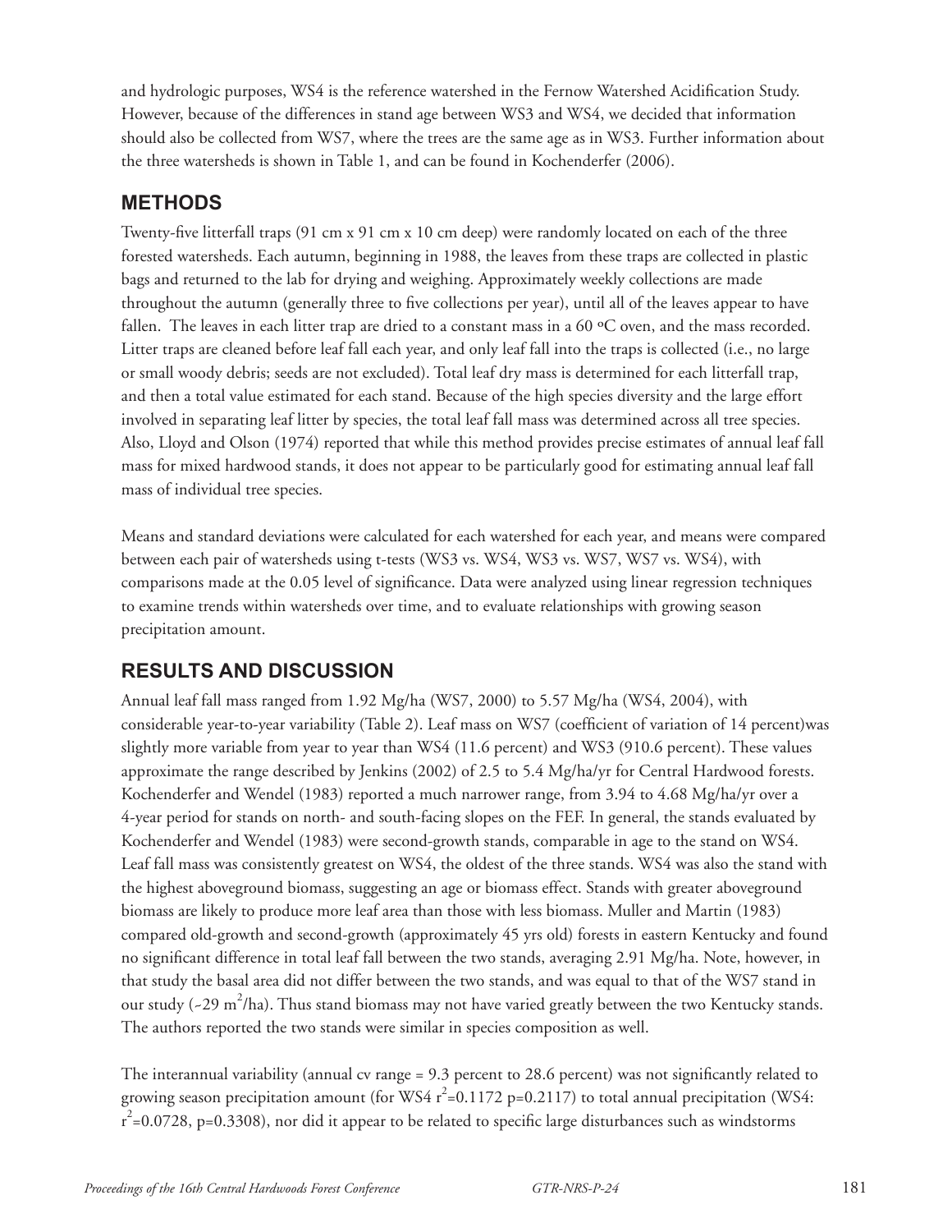and hydrologic purposes, WS4 is the reference watershed in the Fernow Watershed Acidification Study. However, because of the differences in stand age between WS3 and WS4, we decided that information should also be collected from WS7, where the trees are the same age as in WS3. Further information about the three watersheds is shown in Table 1, and can be found in Kochenderfer (2006).

## METHODS

Twenty-five litterfall traps (91 cm x 91 cm x 10 cm deep) were randomly located on each of the three forested watersheds. Each autumn, beginning in 1988, the leaves from these traps are collected in plastic bags and returned to the lab for drying and weighing. Approximately weekly collections are made throughout the autumn (generally three to five collections per year), until all of the leaves appear to have fallen. The leaves in each litter trap are dried to a constant mass in a 60 ºC oven, and the mass recorded. Litter traps are cleaned before leaf fall each year, and only leaf fall into the traps is collected (i.e., no large or small woody debris; seeds are not excluded). Total leaf dry mass is determined for each litterfall trap, and then a total value estimated for each stand. Because of the high species diversity and the large effort involved in separating leaf litter by species, the total leaf fall mass was determined across all tree species. Also, Lloyd and Olson (1974) reported that while this method provides precise estimates of annual leaf fall mass for mixed hardwood stands, it does not appear to be particularly good for estimating annual leaf fall mass of individual tree species.

Means and standard deviations were calculated for each watershed for each year, and means were compared between each pair of watersheds using t-tests (WS3 vs. WS4, WS3 vs. WS7, WS7 vs. WS4), with comparisons made at the 0.05 level of significance. Data were analyzed using linear regression techniques to examine trends within watersheds over time, and to evaluate relationships with growing season precipitation amount.

## RESULTS AND DISCUSSION

Annual leaf fall mass ranged from 1.92 Mg/ha (WS7, 2000) to 5.57 Mg/ha (WS4, 2004), with considerable year-to-year variability (Table 2). Leaf mass on WS7 (coefficient of variation of 14 percent)was slightly more variable from year to year than WS4 (11.6 percent) and WS3 (910.6 percent). These values approximate the range described by Jenkins (2002) of 2.5 to 5.4 Mg/ha/yr for Central Hardwood forests. Kochenderfer and Wendel (1983) reported a much narrower range, from 3.94 to 4.68 Mg/ha/yr over a 4-year period for stands on north- and south-facing slopes on the FEF. In general, the stands evaluated by Kochenderfer and Wendel (1983) were second-growth stands, comparable in age to the stand on WS4. Leaf fall mass was consistently greatest on WS4, the oldest of the three stands. WS4 was also the stand with the highest aboveground biomass, suggesting an age or biomass effect. Stands with greater aboveground biomass are likely to produce more leaf area than those with less biomass. Muller and Martin (1983) compared old-growth and second-growth (approximately 45 yrs old) forests in eastern Kentucky and found no significant difference in total leaf fall between the two stands, averaging 2.91 Mg/ha. Note, however, in that study the basal area did not differ between the two stands, and was equal to that of the WS7 stand in our study (~29 $m^2$/ha). Thus stand biomass may not have varied greatly between the two Kentucky stands. The authors reported the two stands were similar in species composition as well.

The interannual variability (annual cv range = 9.3 percent to 28.6 percent) was not significantly related to growing season precipitation amount (for WS4 $r^2$=0.1172 p=0.2117) to total annual precipitation (WS4: $r^2$=0.0728, p=0.3308), nor did it appear to be related to specific large disturbances such as windstorms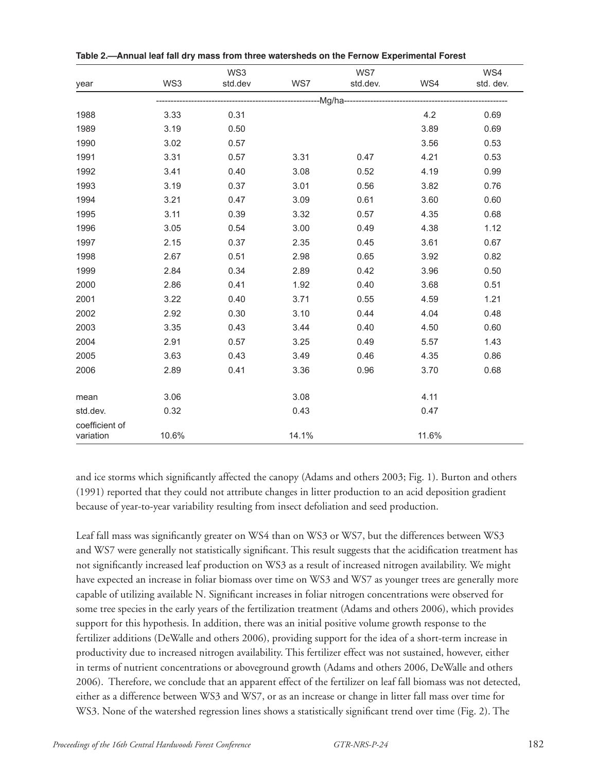**Table 2.—Annual leaf fall dry mass from three watersheds on the Fernow Experimental Forest**

| year | WS3 | WS3 std.dev | WS7 | WS7 std.dev. | WS4 | WS4 std. dev. |
|---|---|---|---|---|---|---|
| | Mg/ha | | | | | |
| 1988 | 3.33 | 0.31 | | | 4.2 | 0.69 |
| 1989 | 3.19 | 0.50 | | | 3.89 | 0.69 |
| 1990 | 3.02 | 0.57 | | | 3.56 | 0.53 |
| 1991 | 3.31 | 0.57 | 3.31 | 0.47 | 4.21 | 0.53 |
| 1992 | 3.41 | 0.40 | 3.08 | 0.52 | 4.19 | 0.99 |
| 1993 | 3.19 | 0.37 | 3.01 | 0.56 | 3.82 | 0.76 |
| 1994 | 3.21 | 0.47 | 3.09 | 0.61 | 3.60 | 0.60 |
| 1995 | 3.11 | 0.39 | 3.32 | 0.57 | 4.35 | 0.68 |
| 1996 | 3.05 | 0.54 | 3.00 | 0.49 | 4.38 | 1.12 |
| 1997 | 2.15 | 0.37 | 2.35 | 0.45 | 3.61 | 0.67 |
| 1998 | 2.67 | 0.51 | 2.98 | 0.65 | 3.92 | 0.82 |
| 1999 | 2.84 | 0.34 | 2.89 | 0.42 | 3.96 | 0.50 |
| 2000 | 2.86 | 0.41 | 1.92 | 0.40 | 3.68 | 0.51 |
| 2001 | 3.22 | 0.40 | 3.71 | 0.55 | 4.59 | 1.21 |
| 2002 | 2.92 | 0.30 | 3.10 | 0.44 | 4.04 | 0.48 |
| 2003 | 3.35 | 0.43 | 3.44 | 0.40 | 4.50 | 0.60 |
| 2004 | 2.91 | 0.57 | 3.25 | 0.49 | 5.57 | 1.43 |
| 2005 | 3.63 | 0.43 | 3.49 | 0.46 | 4.35 | 0.86 |
| 2006 | 2.89 | 0.41 | 3.36 | 0.96 | 3.70 | 0.68 |
| mean | 3.06 | | 3.08 | | 4.11 | |
| std.dev. | 0.32 | | 0.43 | | 0.47 | |
| coefficient of variation | 10.6% | | 14.1% | | 11.6% | |

and ice storms which significantly affected the canopy (Adams and others 2003; Fig. 1). Burton and others (1991) reported that they could not attribute changes in litter production to an acid deposition gradient because of year-to-year variability resulting from insect defoliation and seed production.

Leaf fall mass was significantly greater on WS4 than on WS3 or WS7, but the differences between WS3 and WS7 were generally not statistically significant. This result suggests that the acidification treatment has not significantly increased leaf production on WS3 as a result of increased nitrogen availability. We might have expected an increase in foliar biomass over time on WS3 and WS7 as younger trees are generally more capable of utilizing available N. Significant increases in foliar nitrogen concentrations were observed for some tree species in the early years of the fertilization treatment (Adams and others 2006), which provides support for this hypothesis. In addition, there was an initial positive volume growth response to the fertilizer additions (DeWalle and others 2006), providing support for the idea of a short-term increase in productivity due to increased nitrogen availability. This fertilizer effect was not sustained, however, either in terms of nutrient concentrations or aboveground growth (Adams and others 2006, DeWalle and others 2006). Therefore, we conclude that an apparent effect of the fertilizer on leaf fall biomass was not detected, either as a difference between WS3 and WS7, or as an increase or change in litter fall mass over time for WS3. None of the watershed regression lines shows a statistically significant trend over time (Fig. 2). The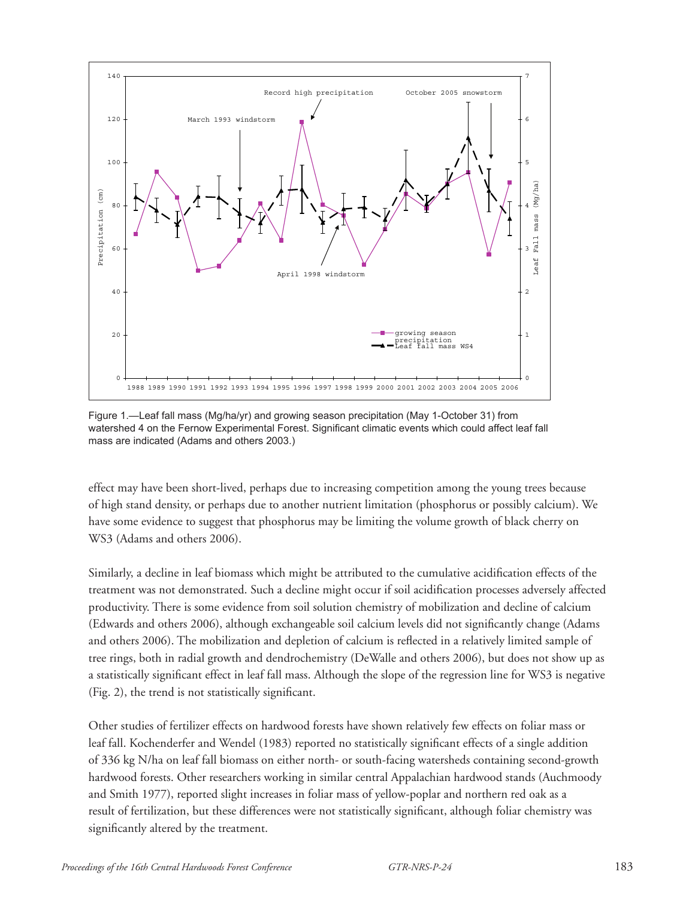Figure 1.—Leaf fall mass (Mg/ha/yr) and growing season precipitation (May 1-October 31) from watershed 4 on the Fernow Experimental Forest. Significant climatic events which could affect leaf fall mass are indicated (Adams and others 2003.)

effect may have been short-lived, perhaps due to increasing competition among the young trees because of high stand density, or perhaps due to another nutrient limitation (phosphorus or possibly calcium). We have some evidence to suggest that phosphorus may be limiting the volume growth of black cherry on WS3 (Adams and others 2006).

Similarly, a decline in leaf biomass which might be attributed to the cumulative acidification effects of the treatment was not demonstrated. Such a decline might occur if soil acidification processes adversely affected productivity. There is some evidence from soil solution chemistry of mobilization and decline of calcium (Edwards and others 2006), although exchangeable soil calcium levels did not significantly change (Adams and others 2006). The mobilization and depletion of calcium is reflected in a relatively limited sample of tree rings, both in radial growth and dendrochemistry (DeWalle and others 2006), but does not show up as a statistically significant effect in leaf fall mass. Although the slope of the regression line for WS3 is negative (Fig. 2), the trend is not statistically significant.

Other studies of fertilizer effects on hardwood forests have shown relatively few effects on foliar mass or leaf fall. Kochenderfer and Wendel (1983) reported no statistically significant effects of a single addition of 336 kg N/ha on leaf fall biomass on either north- or south-facing watersheds containing second-growth hardwood forests. Other researchers working in similar central Appalachian hardwood stands (Auchmoody and Smith 1977), reported slight increases in foliar mass of yellow-poplar and northern red oak as a result of fertilization, but these differences were not statistically significant, although foliar chemistry was significantly altered by the treatment.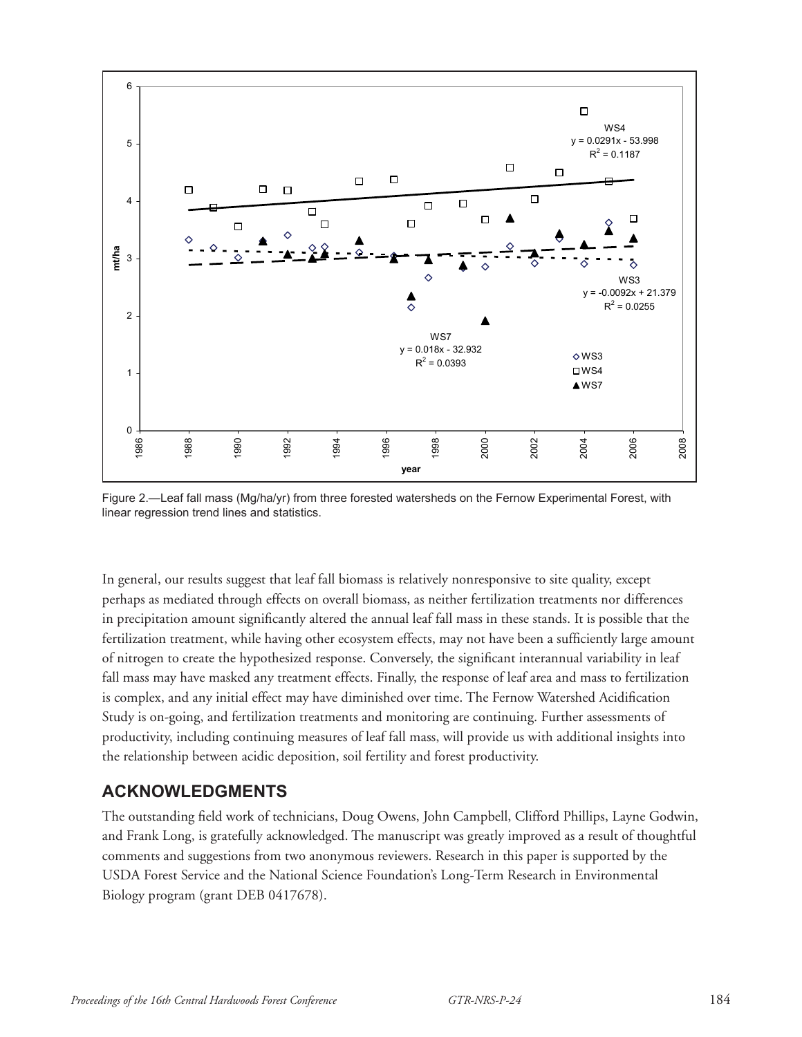Figure 2.—Leaf fall mass (Mg/ha/yr) from three forested watersheds on the Fernow Experimental Forest, with linear regression trend lines and statistics.

In general, our results suggest that leaf fall biomass is relatively nonresponsive to site quality, except perhaps as mediated through effects on overall biomass, as neither fertilization treatments nor differences in precipitation amount significantly altered the annual leaf fall mass in these stands. It is possible that the fertilization treatment, while having other ecosystem effects, may not have been a sufficiently large amount of nitrogen to create the hypothesized response. Conversely, the significant interannual variability in leaf fall mass may have masked any treatment effects. Finally, the response of leaf area and mass to fertilization is complex, and any initial effect may have diminished over time. The Fernow Watershed Acidification Study is on-going, and fertilization treatments and monitoring are continuing. Further assessments of productivity, including continuing measures of leaf fall mass, will provide us with additional insights into the relationship between acidic deposition, soil fertility and forest productivity.

## ACKNOWLEDGMENTS

The outstanding field work of technicians, Doug Owens, John Campbell, Clifford Phillips, Layne Godwin, and Frank Long, is gratefully acknowledged. The manuscript was greatly improved as a result of thoughtful comments and suggestions from two anonymous reviewers. Research in this paper is supported by the USDA Forest Service and the National Science Foundation's Long-Term Research in Environmental Biology program (grant DEB 0417678).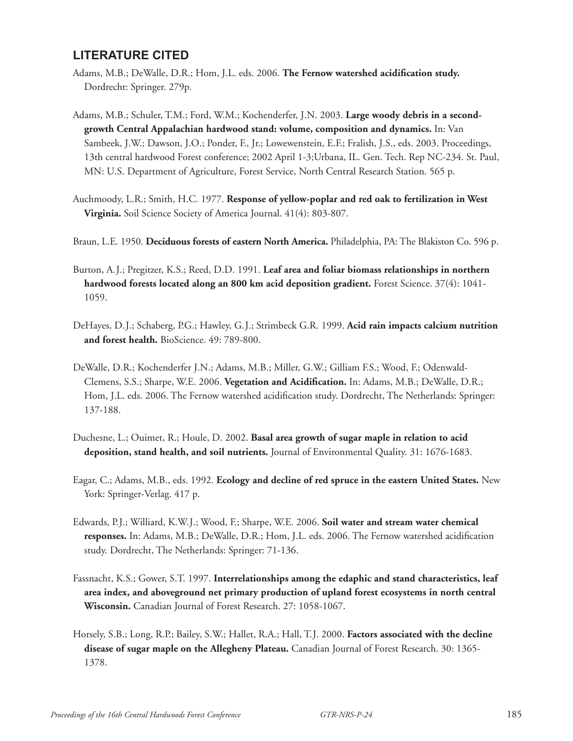## LITERATURE CITED

Adams, M.B.; DeWalle, D.R.; Hom, J.L. eds. 2006. **The Fernow watershed acidification study.** Dordrecht: Springer. 279p.

Adams, M.B.; Schuler, T.M.; Ford, W.M.; Kochenderfer, J.N. 2003. **Large woody debris in a second-growth Central Appalachian hardwood stand: volume, composition and dynamics.** In: Van Sambeek, J.W.; Dawson, J.O.; Ponder, F., Jr.; Lowewenstein, E.F.; Fralish, J.S., eds. 2003. Proceedings, 13th central hardwood Forest conference; 2002 April 1-3;Urbana, IL. Gen. Tech. Rep NC-234. St. Paul, MN: U.S. Department of Agriculture, Forest Service, North Central Research Station. 565 p.

Auchmoody, L.R.; Smith, H.C. 1977. **Response of yellow-poplar and red oak to fertilization in West Virginia.** Soil Science Society of America Journal. 41(4): 803-807.

Braun, L.E. 1950. **Deciduous forests of eastern North America.** Philadelphia, PA: The Blakiston Co. 596 p.

Burton, A.J.; Pregitzer, K.S.; Reed, D.D. 1991. **Leaf area and foliar biomass relationships in northern hardwood forests located along an 800 km acid deposition gradient.** Forest Science. 37(4): 1041-1059.

DeHayes, D.J.; Schaberg, P.G.; Hawley, G.J.; Strimbeck G.R. 1999. **Acid rain impacts calcium nutrition and forest health.** BioScience. 49: 789-800.

DeWalle, D.R.; Kochenderfer J.N.; Adams, M.B.; Miller, G.W.; Gilliam F.S.; Wood, F.; Odenwald-Clemens, S.S.; Sharpe, W.E. 2006. **Vegetation and Acidification.** In: Adams, M.B.; DeWalle, D.R.; Hom, J.L. eds. 2006. The Fernow watershed acidification study. Dordrecht, The Netherlands: Springer: 137-188.

Duchesne, L.; Ouimet, R.; Houle, D. 2002. **Basal area growth of sugar maple in relation to acid deposition, stand health, and soil nutrients.** Journal of Environmental Quality. 31: 1676-1683.

Eagar, C.; Adams, M.B., eds. 1992. **Ecology and decline of red spruce in the eastern United States.** New York: Springer-Verlag. 417 p.

Edwards, P.J.; Williard, K.W.J.; Wood, F.; Sharpe, W.E. 2006. **Soil water and stream water chemical responses.** In: Adams, M.B.; DeWalle, D.R.; Hom, J.L. eds. 2006. The Fernow watershed acidification study. Dordrecht, The Netherlands: Springer: 71-136.

Fassnacht, K.S.; Gower, S.T. 1997. **Interrelationships among the edaphic and stand characteristics, leaf area index, and aboveground net primary production of upland forest ecosystems in north central Wisconsin.** Canadian Journal of Forest Research. 27: 1058-1067.

Horsely, S.B.; Long, R.P.; Bailey, S.W.; Hallet, R.A.; Hall, T.J. 2000. **Factors associated with the decline disease of sugar maple on the Allegheny Plateau.** Canadian Journal of Forest Research. 30: 1365-1378.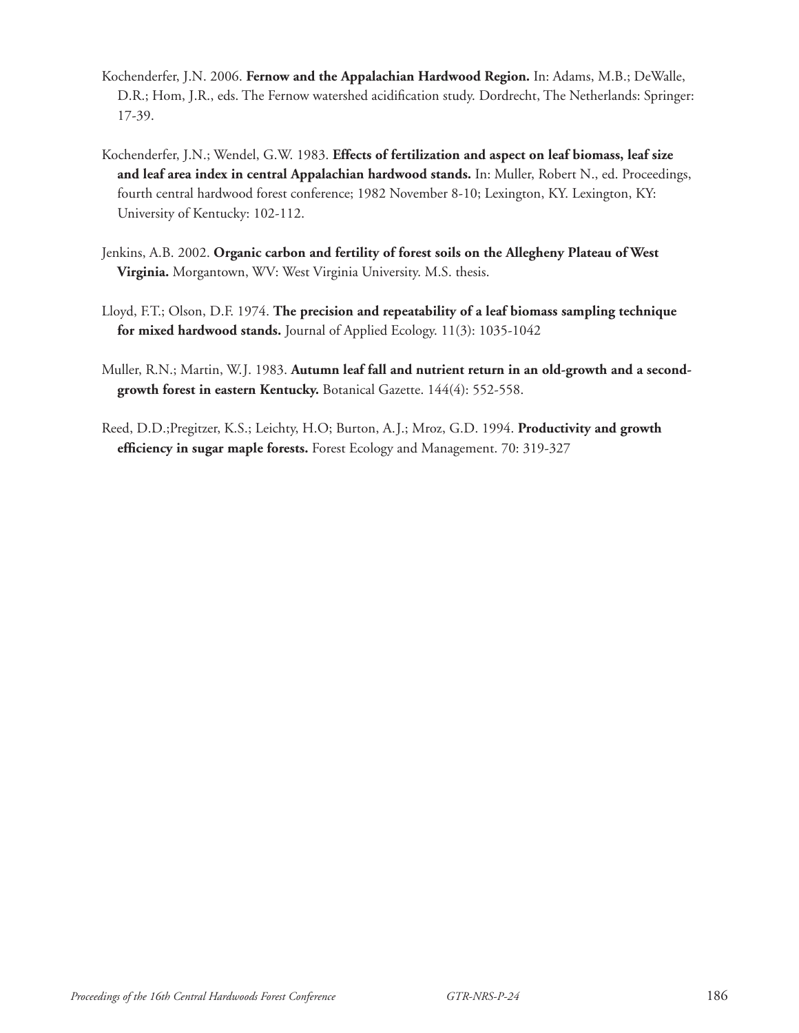Kochenderfer, J.N. 2006. **Fernow and the Appalachian Hardwood Region.** In: Adams, M.B.; DeWalle, D.R.; Hom, J.R., eds. The Fernow watershed acidification study. Dordrecht, The Netherlands: Springer: 17-39.

Kochenderfer, J.N.; Wendel, G.W. 1983. **Effects of fertilization and aspect on leaf biomass, leaf size and leaf area index in central Appalachian hardwood stands.** In: Muller, Robert N., ed. Proceedings, fourth central hardwood forest conference; 1982 November 8-10; Lexington, KY. Lexington, KY: University of Kentucky: 102-112.

Jenkins, A.B. 2002. **Organic carbon and fertility of forest soils on the Allegheny Plateau of West Virginia.** Morgantown, WV: West Virginia University. M.S. thesis.

Lloyd, F.T.; Olson, D.F. 1974. **The precision and repeatability of a leaf biomass sampling technique for mixed hardwood stands.** Journal of Applied Ecology. 11(3): 1035-1042

Muller, R.N.; Martin, W.J. 1983. **Autumn leaf fall and nutrient return in an old-growth and a second-growth forest in eastern Kentucky.** Botanical Gazette. 144(4): 552-558.

Reed, D.D.;Pregitzer, K.S.; Leichty, H.O; Burton, A.J.; Mroz, G.D. 1994. **Productivity and growth efficiency in sugar maple forests.** Forest Ecology and Management. 70: 319-327